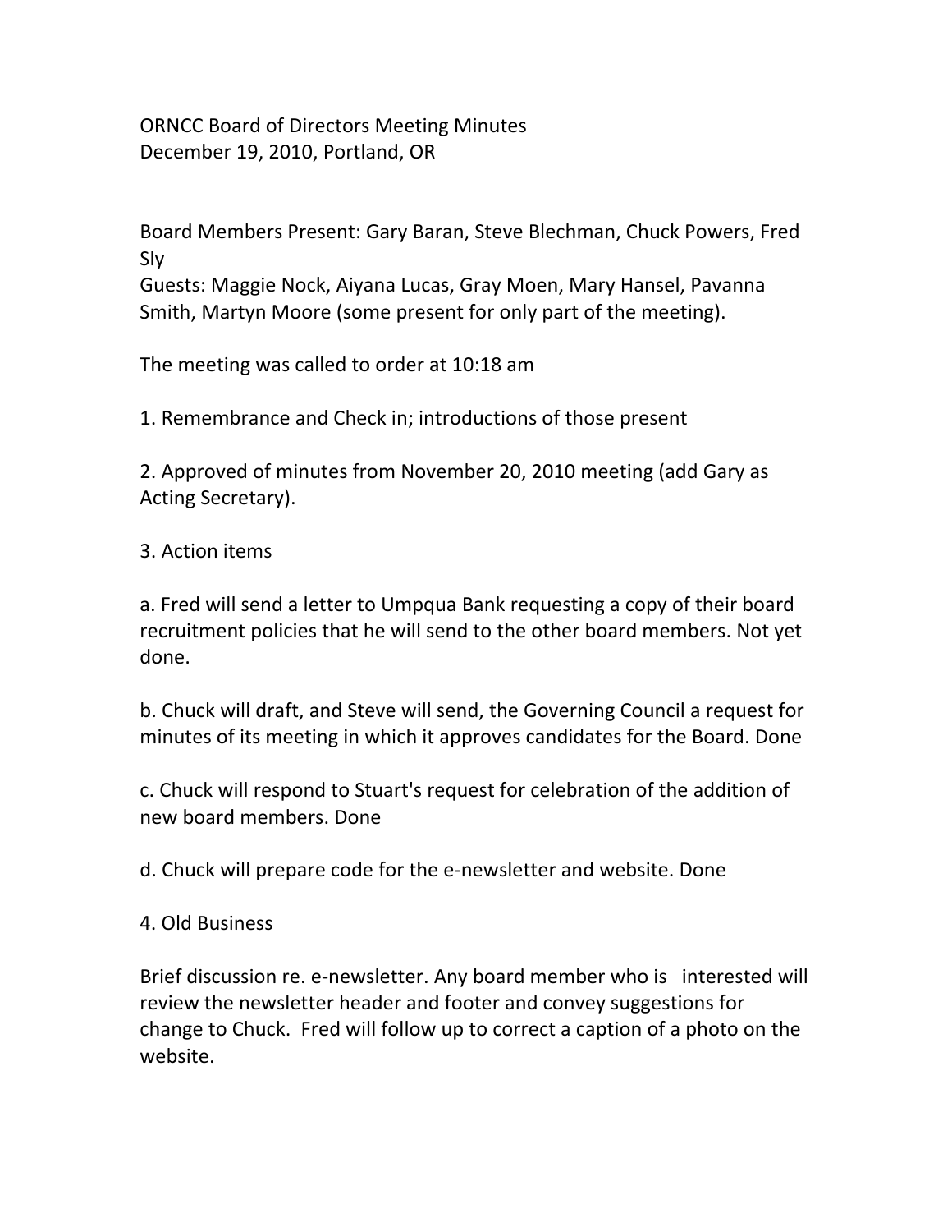ORNCC Board of Directors Meeting Minutes
December 19, 2010, Portland, OR

Board Members Present: Gary Baran, Steve Blechman, Chuck Powers, Fred Sly
Guests: Maggie Nock, Aiyana Lucas, Gray Moen, Mary Hansel, Pavanna Smith, Martyn Moore (some present for only part of the meeting).

The meeting was called to order at 10:18 am

1. Remembrance and Check in; introductions of those present

2. Approved of minutes from November 20, 2010 meeting (add Gary as Acting Secretary).

3. Action items

a. Fred will send a letter to Umpqua Bank requesting a copy of their board recruitment policies that he will send to the other board members. Not yet done.

b. Chuck will draft, and Steve will send, the Governing Council a request for minutes of its meeting in which it approves candidates for the Board. Done

c. Chuck will respond to Stuart's request for celebration of the addition of new board members. Done

d. Chuck will prepare code for the e-newsletter and website. Done

4. Old Business

Brief discussion re. e-newsletter. Any board member who is interested will review the newsletter header and footer and convey suggestions for change to Chuck. Fred will follow up to correct a caption of a photo on the website.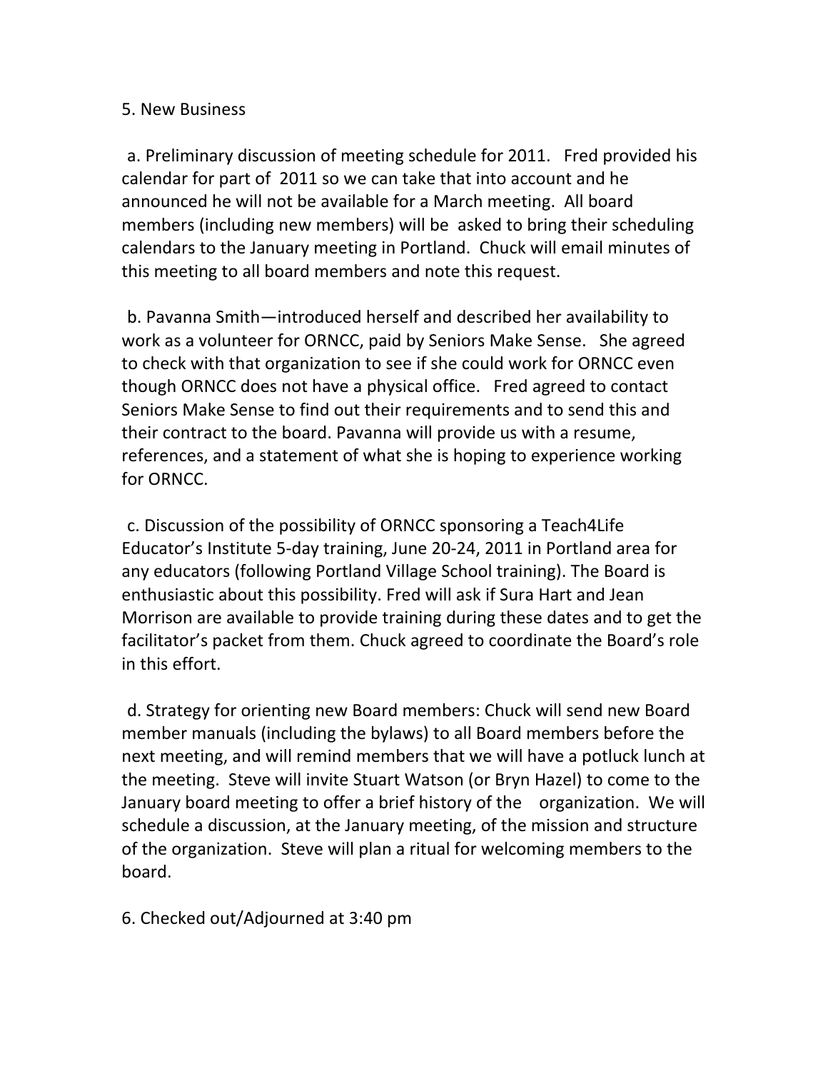5. New Business

a. Preliminary discussion of meeting schedule for 2011. Fred provided his calendar for part of 2011 so we can take that into account and he announced he will not be available for a March meeting. All board members (including new members) will be asked to bring their scheduling calendars to the January meeting in Portland. Chuck will email minutes of this meeting to all board members and note this request.

b. Pavanna Smith—introduced herself and described her availability to work as a volunteer for ORNCC, paid by Seniors Make Sense. She agreed to check with that organization to see if she could work for ORNCC even though ORNCC does not have a physical office. Fred agreed to contact Seniors Make Sense to find out their requirements and to send this and their contract to the board. Pavanna will provide us with a resume, references, and a statement of what she is hoping to experience working for ORNCC.

c. Discussion of the possibility of ORNCC sponsoring a Teach4Life Educator's Institute 5-day training, June 20-24, 2011 in Portland area for any educators (following Portland Village School training). The Board is enthusiastic about this possibility. Fred will ask if Sura Hart and Jean Morrison are available to provide training during these dates and to get the facilitator's packet from them. Chuck agreed to coordinate the Board's role in this effort.

d. Strategy for orienting new Board members: Chuck will send new Board member manuals (including the bylaws) to all Board members before the next meeting, and will remind members that we will have a potluck lunch at the meeting. Steve will invite Stuart Watson (or Bryn Hazel) to come to the January board meeting to offer a brief history of the organization. We will schedule a discussion, at the January meeting, of the mission and structure of the organization. Steve will plan a ritual for welcoming members to the board.

6. Checked out/Adjourned at 3:40 pm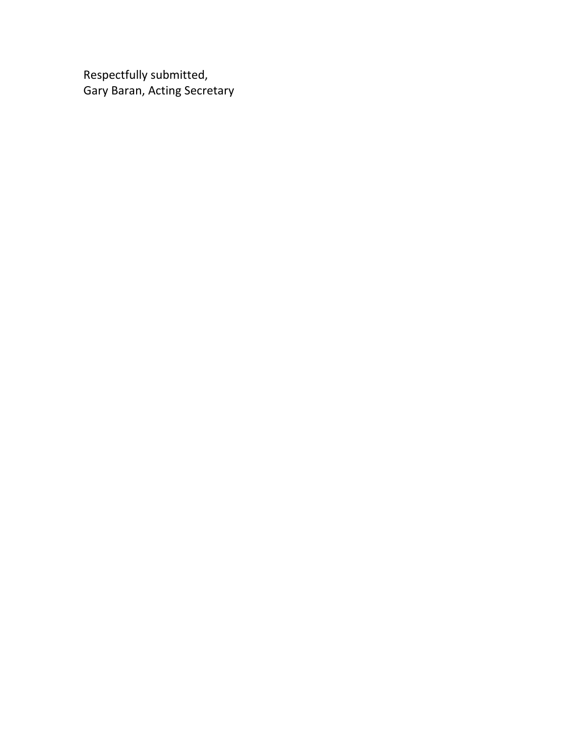Respectfully submitted,
Gary Baran, Acting Secretary